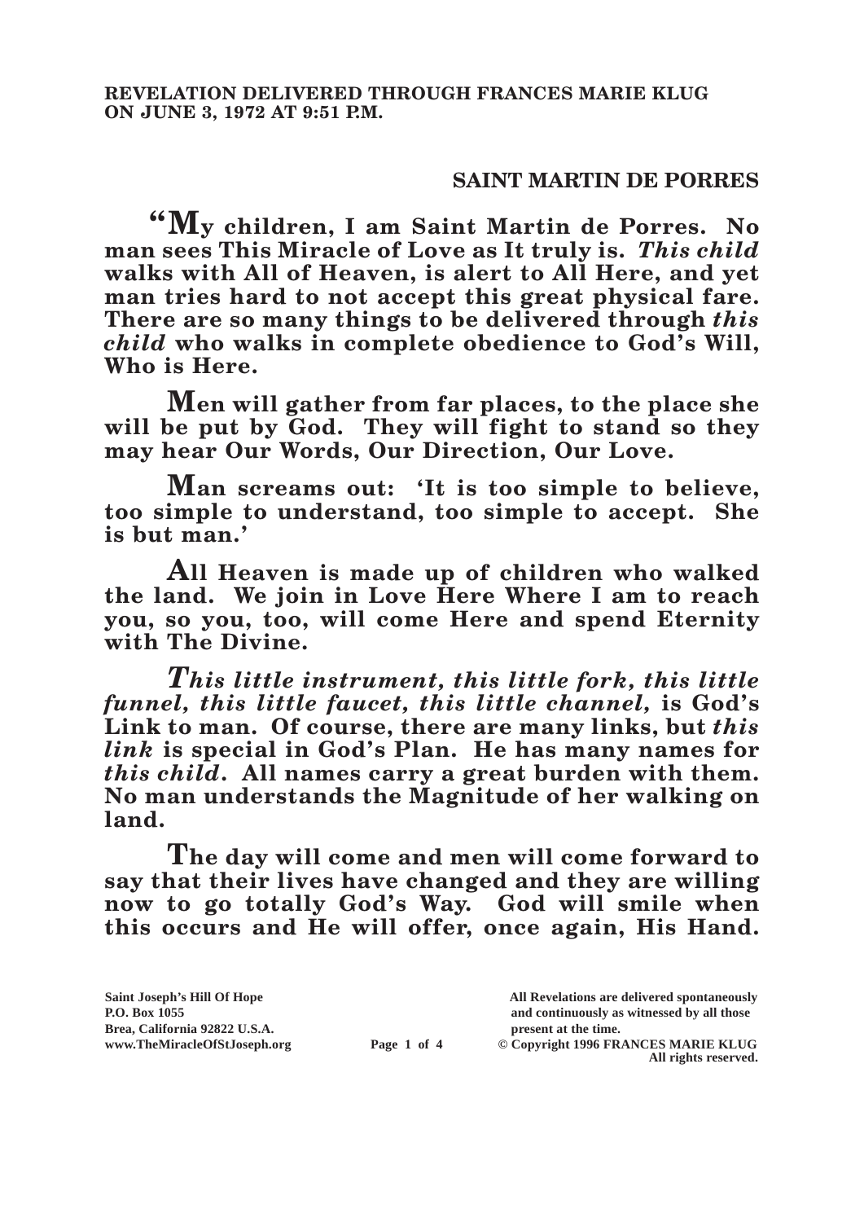**REVELATION DELIVERED THROUGH FRANCES MARIE KLUG ON JUNE 3, 1972 AT 9:51 P.M.**

## SAINT MARTIN DE PORRES

**"My children, I am Saint Martin de Porres. No man sees This Miracle of Love as It truly is. *This child* walks with All of Heaven, is alert to All Here, and yet man tries hard to not accept this great physical fare. There are so many things to be delivered through *this child* who walks in complete obedience to God's Will, Who is Here.**

**Men will gather from far places, to the place she will be put by God. They will fight to stand so they may hear Our Words, Our Direction, Our Love.**

**Man screams out: 'It is too simple to believe, too simple to understand, too simple to accept. She is but man.'**

**All Heaven is made up of children who walked the land. We join in Love Here Where I am to reach you, so you, too, will come Here and spend Eternity with The Divine.**

***This little instrument, this little fork, this little funnel, this little faucet, this little channel,* is God's Link to man. Of course, there are many links, but *this link* is special in God's Plan. He has many names for *this child*. All names carry a great burden with them. No man understands the Magnitude of her walking on land.**

**The day will come and men will come forward to say that their lives have changed and they are willing now to go totally God's Way. God will smile when this occurs and He will offer, once again, His Hand.**

Saint Joseph's Hill Of Hope
P.O. Box 1055
Brea, California 92822 U.S.A.
www.TheMiracleOfStJoseph.org

All Revelations are delivered spontaneously and continuously as witnessed by all those present at the time.
© Copyright 1996 FRANCES MARIE KLUG
All rights reserved.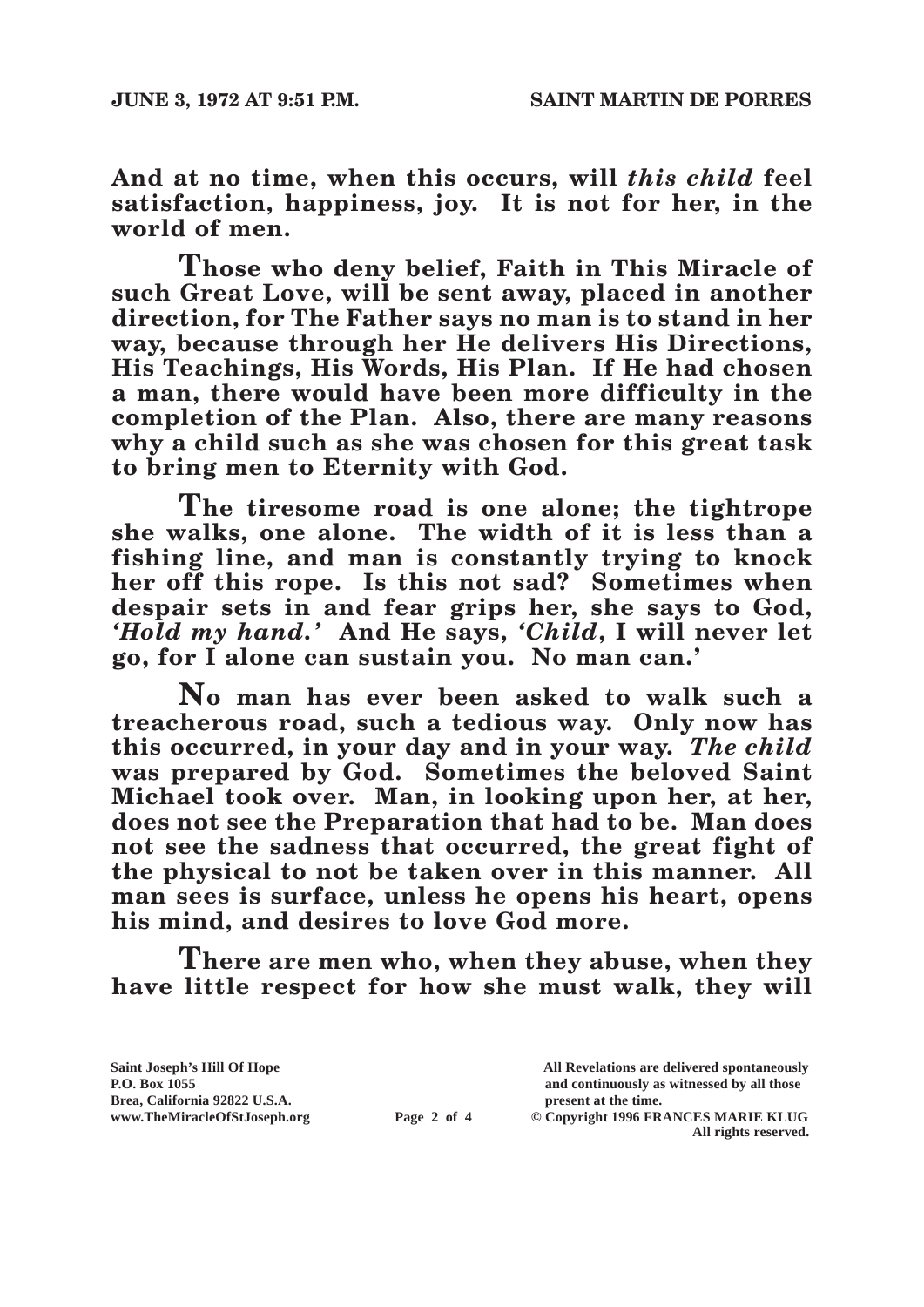**And at no time, when this occurs, will *this child* feel satisfaction, happiness, joy. It is not for her, in the world of men.**

**Those who deny belief, Faith in This Miracle of such Great Love, will be sent away, placed in another direction, for The Father says no man is to stand in her way, because through her He delivers His Directions, His Teachings, His Words, His Plan. If He had chosen a man, there would have been more difficulty in the completion of the Plan. Also, there are many reasons why a child such as she was chosen for this great task to bring men to Eternity with God.**

**The tiresome road is one alone; the tightrope she walks, one alone. The width of it is less than a fishing line, and man is constantly trying to knock her off this rope. Is this not sad? Sometimes when despair sets in and fear grips her, she says to God, *'Hold my hand.'* And He says, *'Child*, I will never let go, for I alone can sustain you. No man can.'**

**No man has ever been asked to walk such a treacherous road, such a tedious way. Only now has this occurred, in your day and in your way. *The child* was prepared by God. Sometimes the beloved Saint Michael took over. Man, in looking upon her, at her, does not see the Preparation that had to be. Man does not see the sadness that occurred, the great fight of the physical to not be taken over in this manner. All man sees is surface, unless he opens his heart, opens his mind, and desires to love God more.**

**There are men who, when they abuse, when they have little respect for how she must walk, they will**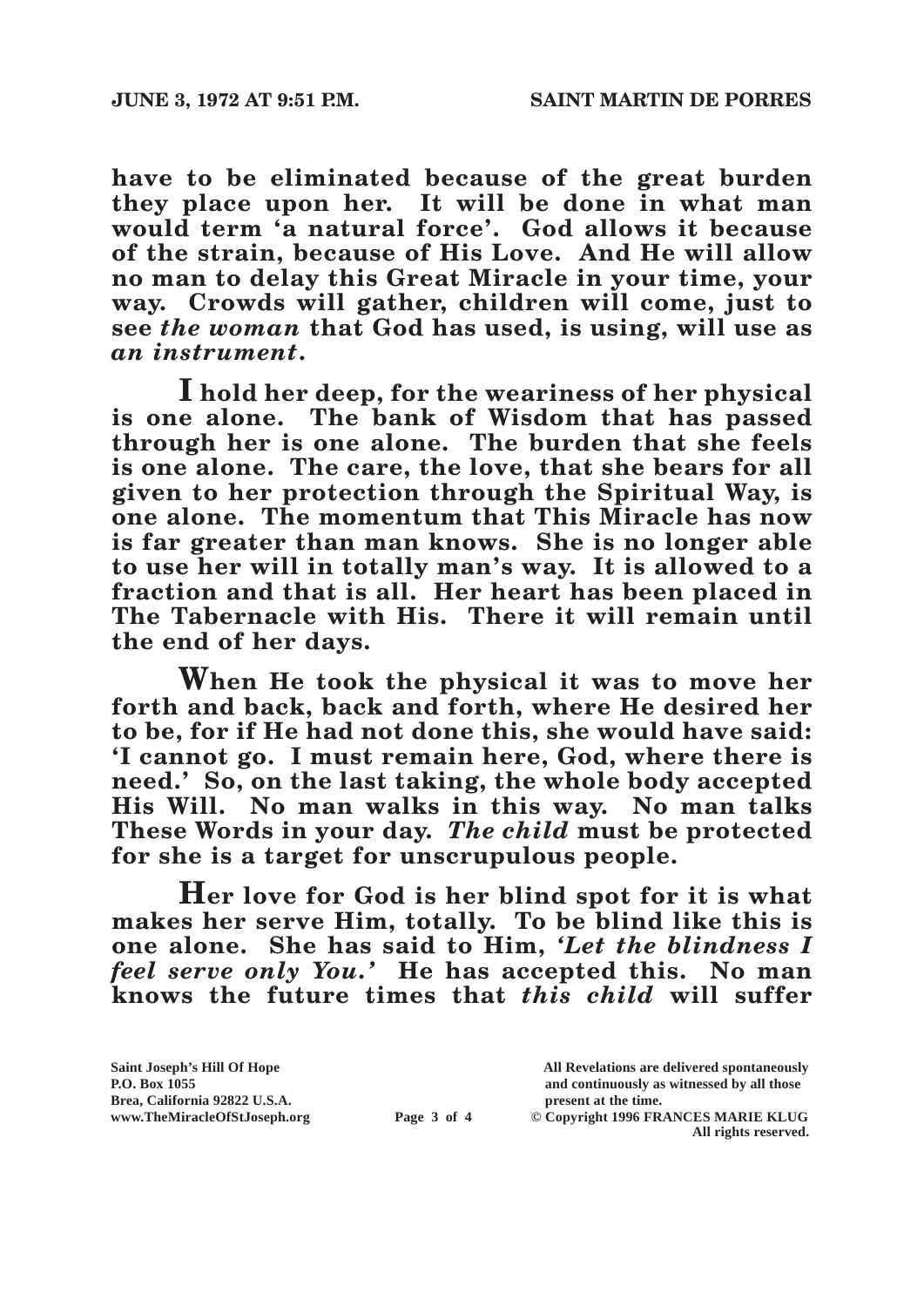**have to be eliminated because of the great burden they place upon her. It will be done in what man would term 'a natural force'. God allows it because of the strain, because of His Love. And He will allow no man to delay this Great Miracle in your time, your way. Crowds will gather, children will come, just to see *the woman* that God has used, is using, will use as *an instrument*.**

**I hold her deep, for the weariness of her physical is one alone. The bank of Wisdom that has passed through her is one alone. The burden that she feels is one alone. The care, the love, that she bears for all given to her protection through the Spiritual Way, is one alone. The momentum that This Miracle has now is far greater than man knows. She is no longer able to use her will in totally man's way. It is allowed to a fraction and that is all. Her heart has been placed in The Tabernacle with His. There it will remain until the end of her days.**

**When He took the physical it was to move her forth and back, back and forth, where He desired her to be, for if He had not done this, she would have said: 'I cannot go. I must remain here, God, where there is need.' So, on the last taking, the whole body accepted His Will. No man walks in this way. No man talks These Words in your day. *The child* must be protected for she is a target for unscrupulous people.**

**Her love for God is her blind spot for it is what makes her serve Him, totally. To be blind like this is one alone. She has said to Him, *'Let the blindness I feel serve only You.'* He has accepted this. No man knows the future times that *this child* will suffer**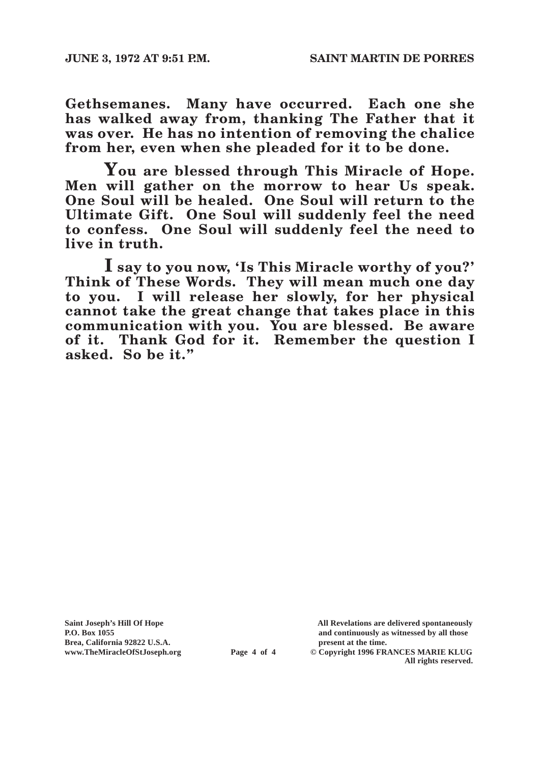**Gethsemanes. Many have occurred. Each one she has walked away from, thanking The Father that it was over. He has no intention of removing the chalice from her, even when she pleaded for it to be done.**

**You are blessed through This Miracle of Hope. Men will gather on the morrow to hear Us speak. One Soul will be healed. One Soul will return to the Ultimate Gift. One Soul will suddenly feel the need to confess. One Soul will suddenly feel the need to live in truth.**

**I say to you now, 'Is This Miracle worthy of you?' Think of These Words. They will mean much one day to you. I will release her slowly, for her physical cannot take the great change that takes place in this communication with you. You are blessed. Be aware of it. Thank God for it. Remember the question I asked. So be it."**

**Saint Joseph's Hill Of Hope**
**P.O. Box 1055**
**Brea, California 92822 U.S.A.**
**www.TheMiracleOfStJoseph.org**

**All Revelations are delivered spontaneously and continuously as witnessed by all those present at the time.**
**© Copyright 1996 FRANCES MARIE KLUG**
**All rights reserved.**